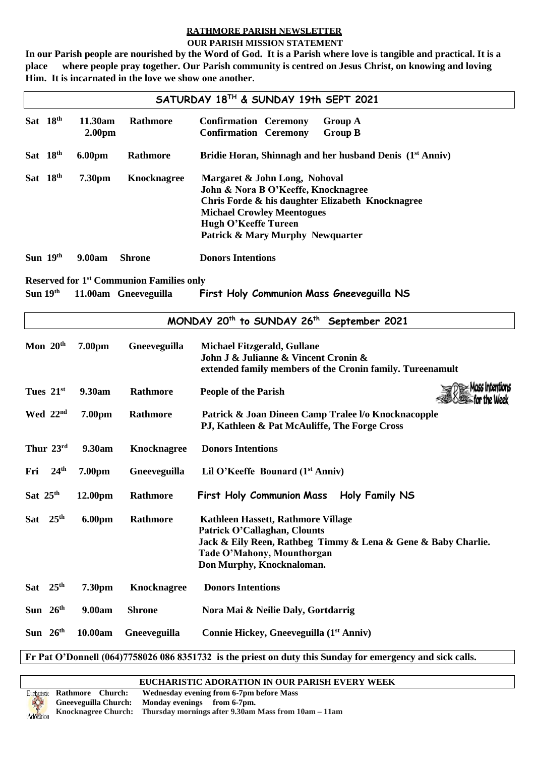# RATHMORE PARISH NEWSLETTER

## OUR PARISH MISSION STATEMENT

**In our Parish people are nourished by the Word of God. It is a Parish where love is tangible and practical. It is a place where people pray together. Our Parish community is centred on Jesus Christ, on knowing and loving Him. It is incarnated in the love we show one another.**

## SATURDAY 18TH & SUNDAY 19th SEPT 2021

| Day | Time | Church | Intentions |
|---|---|---|---|
| Sat 18th | 11.30am | Rathmore | Confirmation Ceremony Group A |
| | 2.00pm | | Confirmation Ceremony Group B |
| Sat 18th | 6.00pm | Rathmore | Bridie Horan, Shinnagh and her husband Denis (1st Anniv) |
| Sat 18th | 7.30pm | Knocknagree | Margaret & John Long, Nohoval<br>John & Nora B O'Keeffe, Knocknagree<br>Chris Forde & his daughter Elizabeth Knocknagree<br>Michael Crowley Meentogues<br>Hugh O'Keeffe Tureen<br>Patrick & Mary Murphy Newquarter |
| Sun 19th | 9.00am | Shrone | Donors Intentions |

**Reserved for 1st Communion Families only**

| Day | Time | Church | Intentions |
|---|---|---|---|
| Sun 19th | 11.00am | Gneeveguilla | First Holy Communion Mass Gneeveguilla NS |

## MONDAY 20th to SUNDAY 26th September 2021

**Mass Intentions for the Week**

| Day | Time | Church | Intentions |
|---|---|---|---|
| Mon 20th | 7.00pm | Gneeveguilla | Michael Fitzgerald, Gullane<br>John J & Julianne & Vincent Cronin &<br>extended family members of the Cronin family. Tureenamult |
| Tues 21st | 9.30am | Rathmore | People of the Parish |
| Wed 22nd | 7.00pm | Rathmore | Patrick & Joan Dineen Camp Tralee l/o Knocknacopple<br>PJ, Kathleen & Pat McAuliffe, The Forge Cross |
| Thur 23rd | 9.30am | Knocknagree | Donors Intentions |
| Fri 24th | 7.00pm | Gneeveguilla | Lil O'Keeffe Bounard (1st Anniv) |
| Sat 25th | 12.00pm | Rathmore | First Holy Communion Mass Holy Family NS |
| Sat 25th | 6.00pm | Rathmore | Kathleen Hassett, Rathmore Village<br>Patrick O'Callaghan, Clounts<br>Jack & Eily Reen, Rathbeg Timmy & Lena & Gene & Baby Charlie.<br>Tade O'Mahony, Mounthorgan<br>Don Murphy, Knocknaloman. |
| Sat 25th | 7.30pm | Knocknagree | Donors Intentions |
| Sun 26th | 9.00am | Shrone | Nora Mai & Neilie Daly, Gortdarrig |
| Sun 26th | 10.00am | Gneeveguilla | Connie Hickey, Gneeveguilla (1st Anniv) |

**Fr Pat O'Donnell (064)7758026 086 8351732 is the priest on duty this Sunday for emergency and sick calls.**

## EUCHARISTIC ADORATION IN OUR PARISH EVERY WEEK

| Church | Time |
|---|---|
| Rathmore Church: | Wednesday evening from 6-7pm before Mass |
| Gneeveguilla Church: | Monday evenings from 6-7pm. |
| Knocknagree Church: | Thursday mornings after 9.30am Mass from 10am – 11am |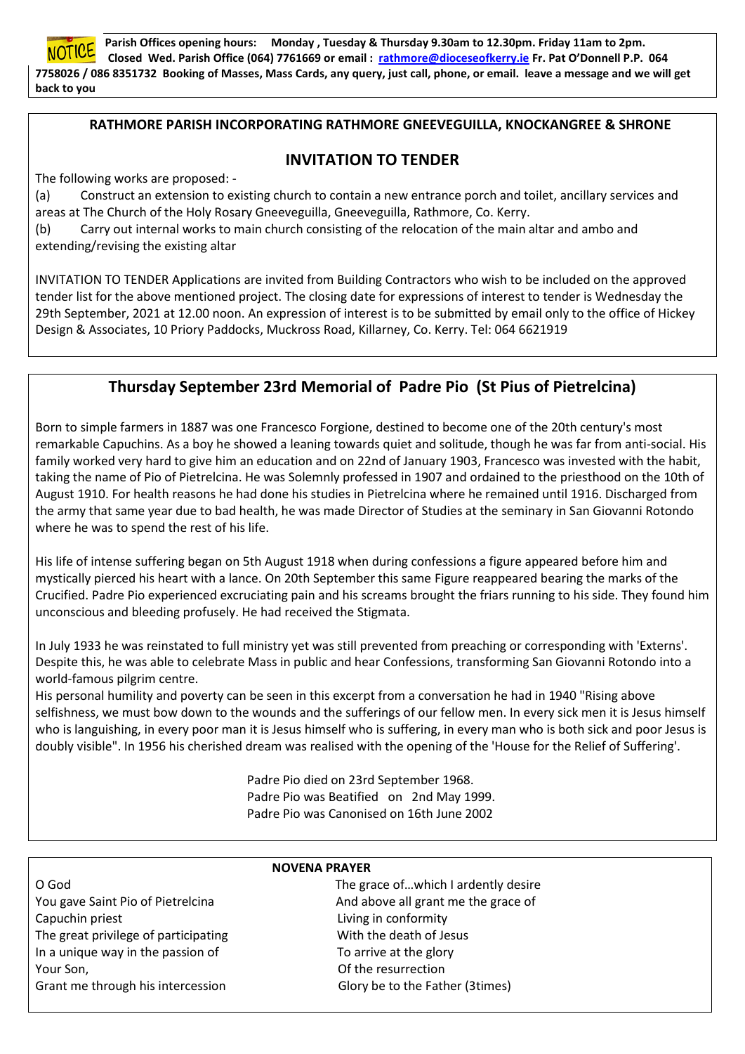**NOTICE** **Parish Offices opening hours: Monday , Tuesday & Thursday 9.30am to 12.30pm. Friday 11am to 2pm. Closed Wed. Parish Office (064) 7761669 or email : rathmore@dioceseofkerry.ie Fr. Pat O'Donnell P.P. 064 7758026 / 086 8351732 Booking of Masses, Mass Cards, any query, just call, phone, or email. leave a message and we will get back to you**

**RATHMORE PARISH INCORPORATING RATHMORE GNEEVEGUILLA, KNOCKANGREE & SHRONE**

## INVITATION TO TENDER

The following works are proposed: -

(a) Construct an extension to existing church to contain a new entrance porch and toilet, ancillary services and areas at The Church of the Holy Rosary Gneeveguilla, Gneeveguilla, Rathmore, Co. Kerry.

(b) Carry out internal works to main church consisting of the relocation of the main altar and ambo and extending/revising the existing altar

INVITATION TO TENDER Applications are invited from Building Contractors who wish to be included on the approved tender list for the above mentioned project. The closing date for expressions of interest to tender is Wednesday the 29th September, 2021 at 12.00 noon. An expression of interest is to be submitted by email only to the office of Hickey Design & Associates, 10 Priory Paddocks, Muckross Road, Killarney, Co. Kerry. Tel: 064 6621919

## Thursday September 23rd Memorial of Padre Pio (St Pius of Pietrelcina)

Born to simple farmers in 1887 was one Francesco Forgione, destined to become one of the 20th century's most remarkable Capuchins. As a boy he showed a leaning towards quiet and solitude, though he was far from anti-social. His family worked very hard to give him an education and on 22nd of January 1903, Francesco was invested with the habit, taking the name of Pio of Pietrelcina. He was Solemnly professed in 1907 and ordained to the priesthood on the 10th of August 1910. For health reasons he had done his studies in Pietrelcina where he remained until 1916. Discharged from the army that same year due to bad health, he was made Director of Studies at the seminary in San Giovanni Rotondo where he was to spend the rest of his life.

His life of intense suffering began on 5th August 1918 when during confessions a figure appeared before him and mystically pierced his heart with a lance. On 20th September this same Figure reappeared bearing the marks of the Crucified. Padre Pio experienced excruciating pain and his screams brought the friars running to his side. They found him unconscious and bleeding profusely. He had received the Stigmata.

In July 1933 he was reinstated to full ministry yet was still prevented from preaching or corresponding with 'Externs'. Despite this, he was able to celebrate Mass in public and hear Confessions, transforming San Giovanni Rotondo into a world-famous pilgrim centre.

His personal humility and poverty can be seen in this excerpt from a conversation he had in 1940 "Rising above selfishness, we must bow down to the wounds and the sufferings of our fellow men. In every sick men it is Jesus himself who is languishing, in every poor man it is Jesus himself who is suffering, in every man who is both sick and poor Jesus is doubly visible". In 1956 his cherished dream was realised with the opening of the 'House for the Relief of Suffering'.

Padre Pio died on 23rd September 1968.
Padre Pio was Beatified on 2nd May 1999.
Padre Pio was Canonised on 16th June 2002

**NOVENA PRAYER**

O God
You gave Saint Pio of Pietrelcina
Capuchin priest
The great privilege of participating
In a unique way in the passion of
Your Son,
Grant me through his intercession
The grace of…which I ardently desire
And above all grant me the grace of
Living in conformity
With the death of Jesus
To arrive at the glory
Of the resurrection
Glory be to the Father (3times)